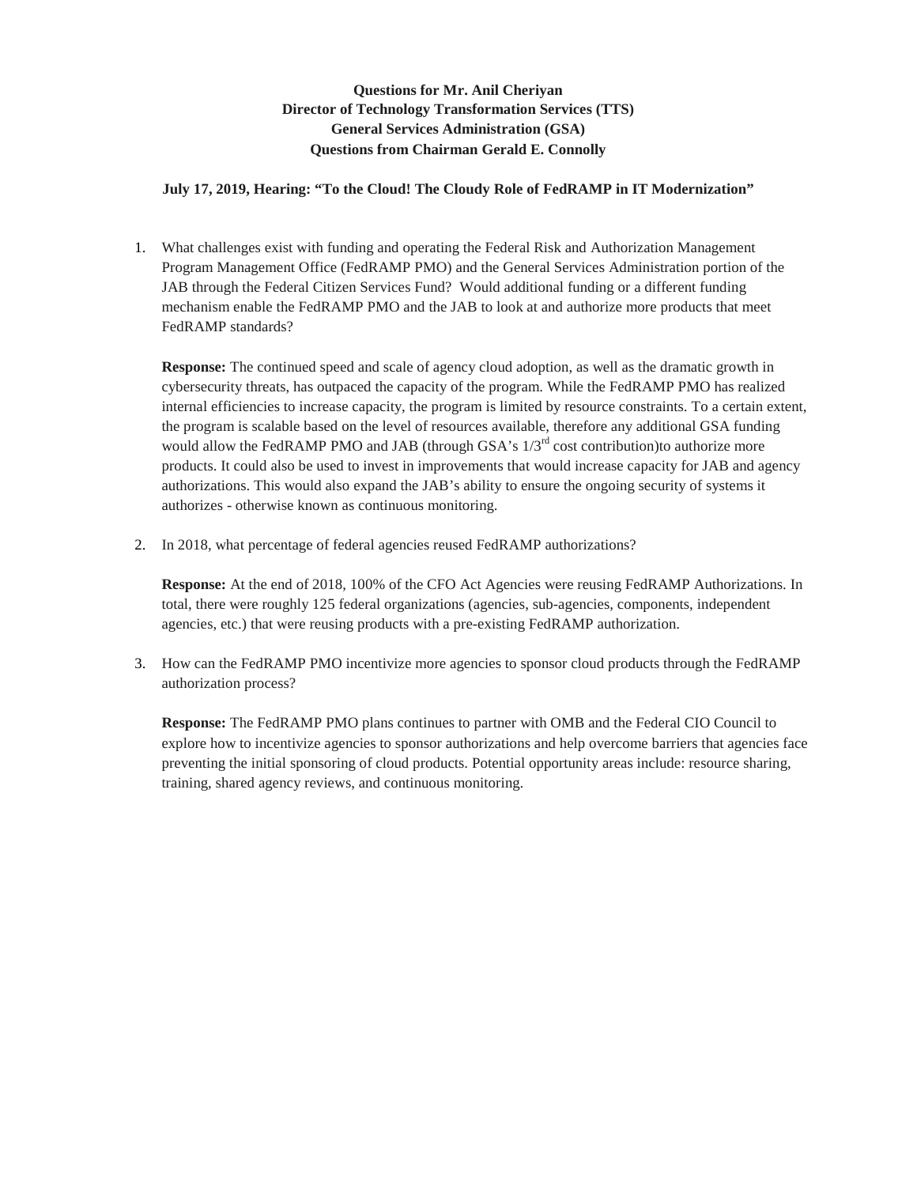**Questions for Mr. Anil Cheriyan**
**Director of Technology Transformation Services (TTS)**
**General Services Administration (GSA)**
**Questions from Chairman Gerald E. Connolly**

**July 17, 2019, Hearing: "To the Cloud! The Cloudy Role of FedRAMP in IT Modernization"**

1. What challenges exist with funding and operating the Federal Risk and Authorization Management Program Management Office (FedRAMP PMO) and the General Services Administration portion of the JAB through the Federal Citizen Services Fund? Would additional funding or a different funding mechanism enable the FedRAMP PMO and the JAB to look at and authorize more products that meet FedRAMP standards?

   **Response:** The continued speed and scale of agency cloud adoption, as well as the dramatic growth in cybersecurity threats, has outpaced the capacity of the program. While the FedRAMP PMO has realized internal efficiencies to increase capacity, the program is limited by resource constraints. To a certain extent, the program is scalable based on the level of resources available, therefore any additional GSA funding would allow the FedRAMP PMO and JAB (through GSA's 1/3rd cost contribution)to authorize more products. It could also be used to invest in improvements that would increase capacity for JAB and agency authorizations. This would also expand the JAB's ability to ensure the ongoing security of systems it authorizes - otherwise known as continuous monitoring.

2. In 2018, what percentage of federal agencies reused FedRAMP authorizations?

   **Response:** At the end of 2018, 100% of the CFO Act Agencies were reusing FedRAMP Authorizations. In total, there were roughly 125 federal organizations (agencies, sub-agencies, components, independent agencies, etc.) that were reusing products with a pre-existing FedRAMP authorization.

3. How can the FedRAMP PMO incentivize more agencies to sponsor cloud products through the FedRAMP authorization process?

   **Response:** The FedRAMP PMO plans continues to partner with OMB and the Federal CIO Council to explore how to incentivize agencies to sponsor authorizations and help overcome barriers that agencies face preventing the initial sponsoring of cloud products. Potential opportunity areas include: resource sharing, training, shared agency reviews, and continuous monitoring.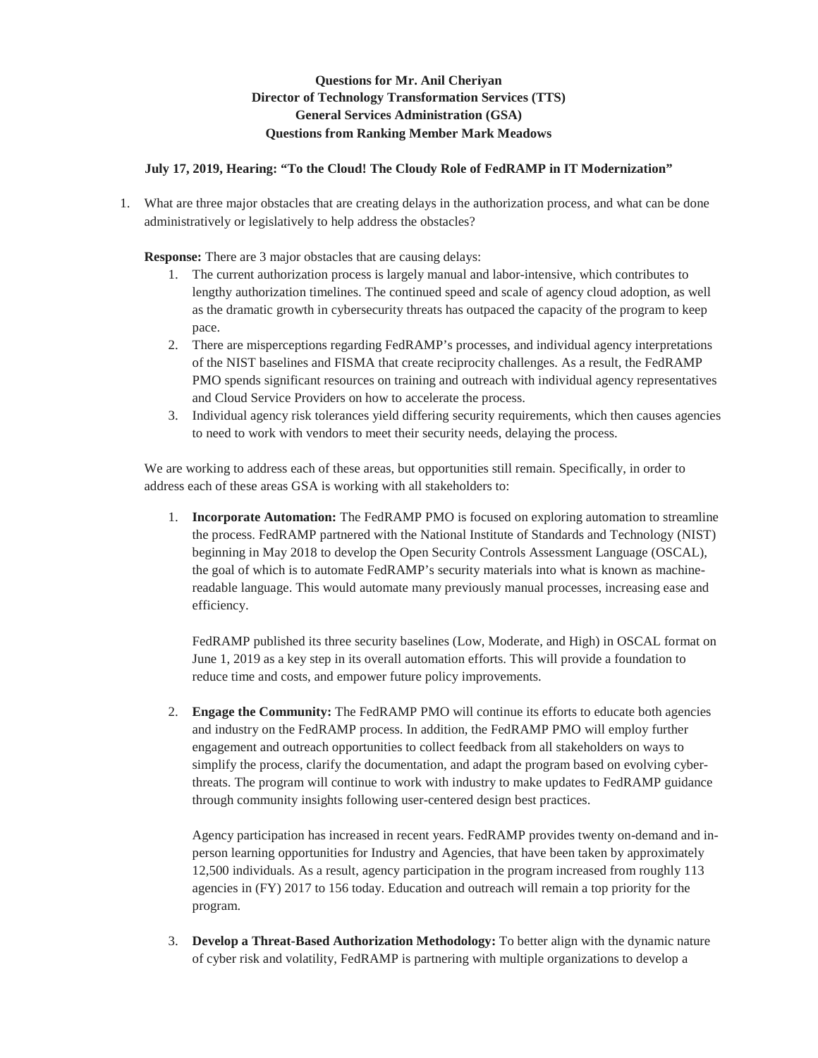**Questions for Mr. Anil Cheriyan**
**Director of Technology Transformation Services (TTS)**
**General Services Administration (GSA)**
**Questions from Ranking Member Mark Meadows**

**July 17, 2019, Hearing: "To the Cloud! The Cloudy Role of FedRAMP in IT Modernization"**

1. What are three major obstacles that are creating delays in the authorization process, and what can be done administratively or legislatively to help address the obstacles?

   **Response:** There are 3 major obstacles that are causing delays:

   1. The current authorization process is largely manual and labor-intensive, which contributes to lengthy authorization timelines. The continued speed and scale of agency cloud adoption, as well as the dramatic growth in cybersecurity threats has outpaced the capacity of the program to keep pace.
   2. There are misperceptions regarding FedRAMP's processes, and individual agency interpretations of the NIST baselines and FISMA that create reciprocity challenges. As a result, the FedRAMP PMO spends significant resources on training and outreach with individual agency representatives and Cloud Service Providers on how to accelerate the process.
   3. Individual agency risk tolerances yield differing security requirements, which then causes agencies to need to work with vendors to meet their security needs, delaying the process.

   We are working to address each of these areas, but opportunities still remain. Specifically, in order to address each of these areas GSA is working with all stakeholders to:

   1. **Incorporate Automation:** The FedRAMP PMO is focused on exploring automation to streamline the process. FedRAMP partnered with the National Institute of Standards and Technology (NIST) beginning in May 2018 to develop the Open Security Controls Assessment Language (OSCAL), the goal of which is to automate FedRAMP's security materials into what is known as machine-readable language. This would automate many previously manual processes, increasing ease and efficiency.

      FedRAMP published its three security baselines (Low, Moderate, and High) in OSCAL format on June 1, 2019 as a key step in its overall automation efforts. This will provide a foundation to reduce time and costs, and empower future policy improvements.

   2. **Engage the Community:** The FedRAMP PMO will continue its efforts to educate both agencies and industry on the FedRAMP process. In addition, the FedRAMP PMO will employ further engagement and outreach opportunities to collect feedback from all stakeholders on ways to simplify the process, clarify the documentation, and adapt the program based on evolving cyber-threats. The program will continue to work with industry to make updates to FedRAMP guidance through community insights following user-centered design best practices.

      Agency participation has increased in recent years. FedRAMP provides twenty on-demand and in-person learning opportunities for Industry and Agencies, that have been taken by approximately 12,500 individuals. As a result, agency participation in the program increased from roughly 113 agencies in (FY) 2017 to 156 today. Education and outreach will remain a top priority for the program.

   3. **Develop a Threat-Based Authorization Methodology:** To better align with the dynamic nature of cyber risk and volatility, FedRAMP is partnering with multiple organizations to develop a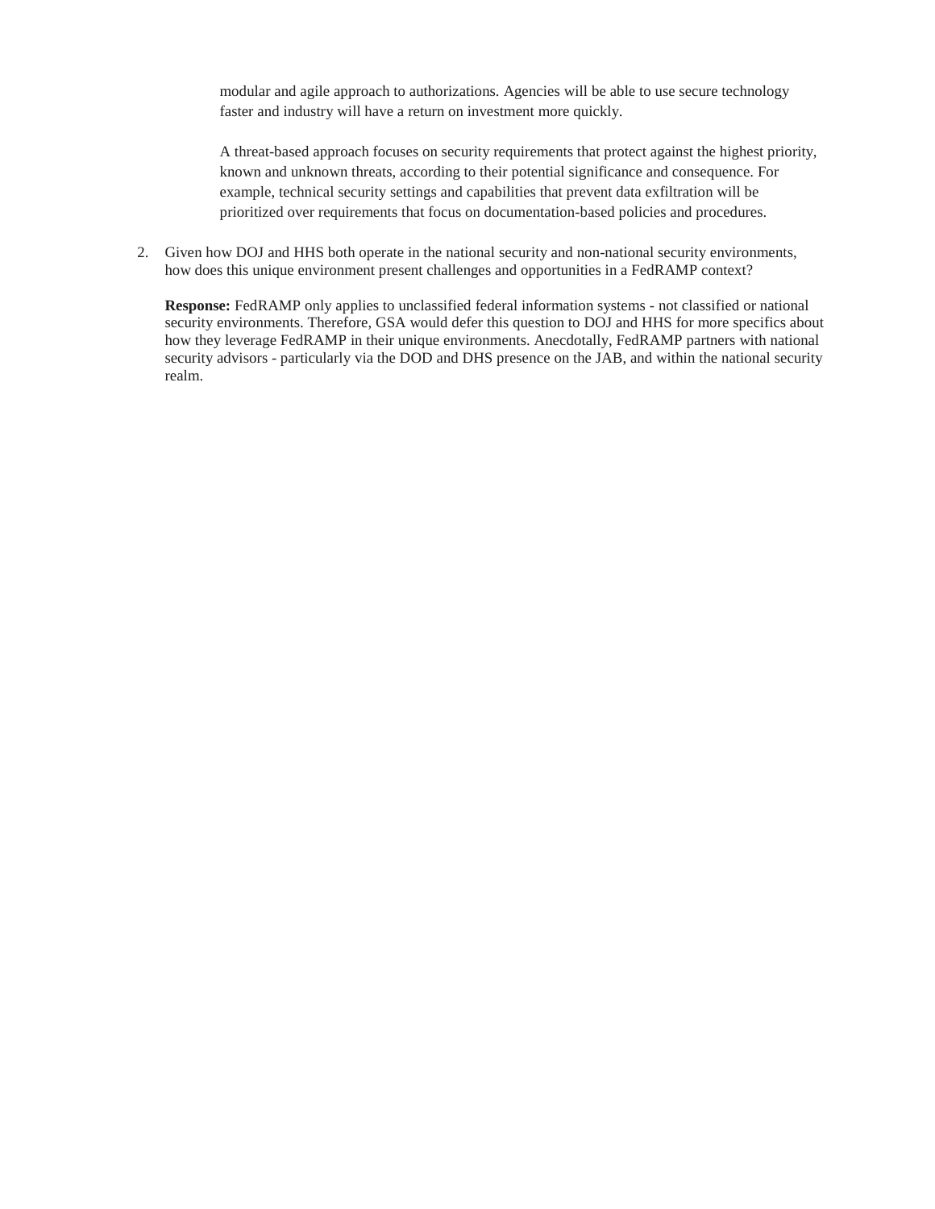modular and agile approach to authorizations. Agencies will be able to use secure technology faster and industry will have a return on investment more quickly.

A threat-based approach focuses on security requirements that protect against the highest priority, known and unknown threats, according to their potential significance and consequence. For example, technical security settings and capabilities that prevent data exfiltration will be prioritized over requirements that focus on documentation-based policies and procedures.

2. Given how DOJ and HHS both operate in the national security and non-national security environments, how does this unique environment present challenges and opportunities in a FedRAMP context?

   **Response:** FedRAMP only applies to unclassified federal information systems - not classified or national security environments. Therefore, GSA would defer this question to DOJ and HHS for more specifics about how they leverage FedRAMP in their unique environments. Anecdotally, FedRAMP partners with national security advisors - particularly via the DOD and DHS presence on the JAB, and within the national security realm.